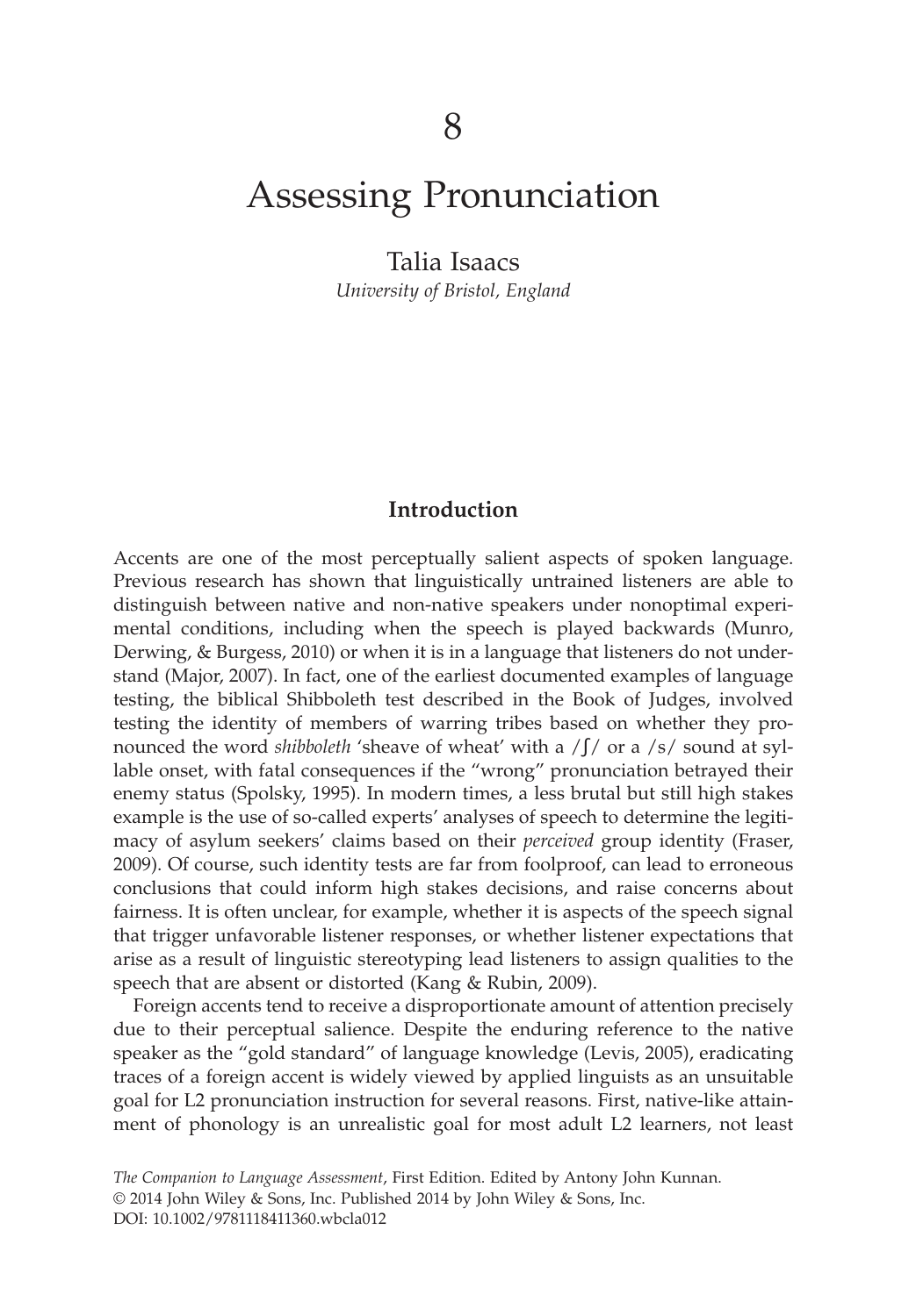# 8

# Assessing Pronunciation

Talia Isaacs

*University of Bristol, England*

## Introduction

Accents are one of the most perceptually salient aspects of spoken language. Previous research has shown that linguistically untrained listeners are able to distinguish between native and non-native speakers under nonoptimal experimental conditions, including when the speech is played backwards (Munro, Derwing, & Burgess, 2010) or when it is in a language that listeners do not understand (Major, 2007). In fact, one of the earliest documented examples of language testing, the biblical Shibboleth test described in the Book of Judges, involved testing the identity of members of warring tribes based on whether they pronounced the word *shibboleth* 'sheave of wheat' with a /ʃ/ or a /s/ sound at syllable onset, with fatal consequences if the "wrong" pronunciation betrayed their enemy status (Spolsky, 1995). In modern times, a less brutal but still high stakes example is the use of so-called experts' analyses of speech to determine the legitimacy of asylum seekers' claims based on their *perceived* group identity (Fraser, 2009). Of course, such identity tests are far from foolproof, can lead to erroneous conclusions that could inform high stakes decisions, and raise concerns about fairness. It is often unclear, for example, whether it is aspects of the speech signal that trigger unfavorable listener responses, or whether listener expectations that arise as a result of linguistic stereotyping lead listeners to assign qualities to the speech that are absent or distorted (Kang & Rubin, 2009).

Foreign accents tend to receive a disproportionate amount of attention precisely due to their perceptual salience. Despite the enduring reference to the native speaker as the "gold standard" of language knowledge (Levis, 2005), eradicating traces of a foreign accent is widely viewed by applied linguists as an unsuitable goal for L2 pronunciation instruction for several reasons. First, native-like attainment of phonology is an unrealistic goal for most adult L2 learners, not least

*The Companion to Language Assessment*, First Edition. Edited by Antony John Kunnan.
© 2014 John Wiley & Sons, Inc. Published 2014 by John Wiley & Sons, Inc.
DOI: 10.1002/9781118411360.wbcla012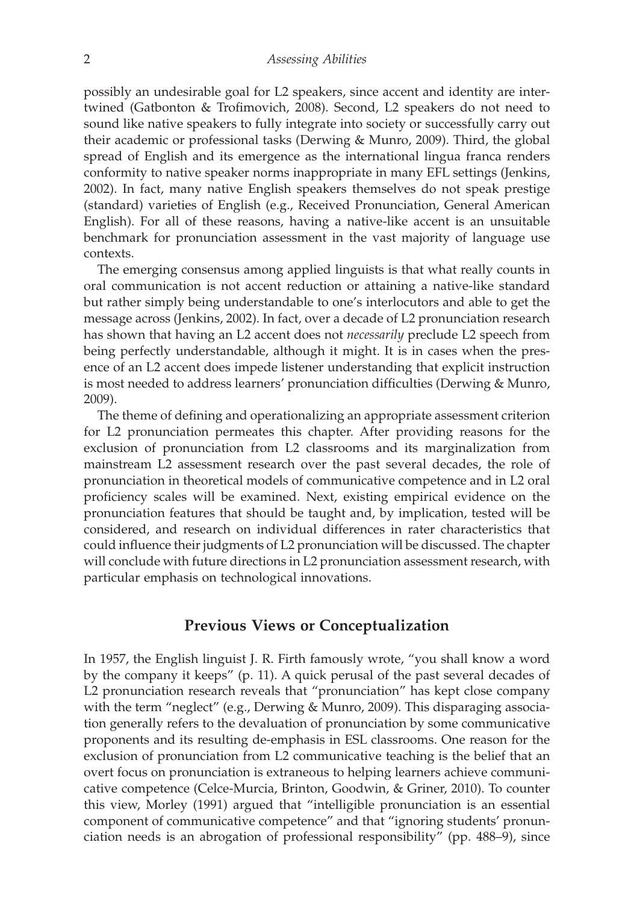possibly an undesirable goal for L2 speakers, since accent and identity are intertwined (Gatbonton & Trofimovich, 2008). Second, L2 speakers do not need to sound like native speakers to fully integrate into society or successfully carry out their academic or professional tasks (Derwing & Munro, 2009). Third, the global spread of English and its emergence as the international lingua franca renders conformity to native speaker norms inappropriate in many EFL settings (Jenkins, 2002). In fact, many native English speakers themselves do not speak prestige (standard) varieties of English (e.g., Received Pronunciation, General American English). For all of these reasons, having a native-like accent is an unsuitable benchmark for pronunciation assessment in the vast majority of language use contexts.

The emerging consensus among applied linguists is that what really counts in oral communication is not accent reduction or attaining a native-like standard but rather simply being understandable to one's interlocutors and able to get the message across (Jenkins, 2002). In fact, over a decade of L2 pronunciation research has shown that having an L2 accent does not *necessarily* preclude L2 speech from being perfectly understandable, although it might. It is in cases when the presence of an L2 accent does impede listener understanding that explicit instruction is most needed to address learners' pronunciation difficulties (Derwing & Munro, 2009).

The theme of defining and operationalizing an appropriate assessment criterion for L2 pronunciation permeates this chapter. After providing reasons for the exclusion of pronunciation from L2 classrooms and its marginalization from mainstream L2 assessment research over the past several decades, the role of pronunciation in theoretical models of communicative competence and in L2 oral proficiency scales will be examined. Next, existing empirical evidence on the pronunciation features that should be taught and, by implication, tested will be considered, and research on individual differences in rater characteristics that could influence their judgments of L2 pronunciation will be discussed. The chapter will conclude with future directions in L2 pronunciation assessment research, with particular emphasis on technological innovations.

## Previous Views or Conceptualization

In 1957, the English linguist J. R. Firth famously wrote, "you shall know a word by the company it keeps" (p. 11). A quick perusal of the past several decades of L2 pronunciation research reveals that "pronunciation" has kept close company with the term "neglect" (e.g., Derwing & Munro, 2009). This disparaging association generally refers to the devaluation of pronunciation by some communicative proponents and its resulting de-emphasis in ESL classrooms. One reason for the exclusion of pronunciation from L2 communicative teaching is the belief that an overt focus on pronunciation is extraneous to helping learners achieve communicative competence (Celce-Murcia, Brinton, Goodwin, & Griner, 2010). To counter this view, Morley (1991) argued that "intelligible pronunciation is an essential component of communicative competence" and that "ignoring students' pronunciation needs is an abrogation of professional responsibility" (pp. 488–9), since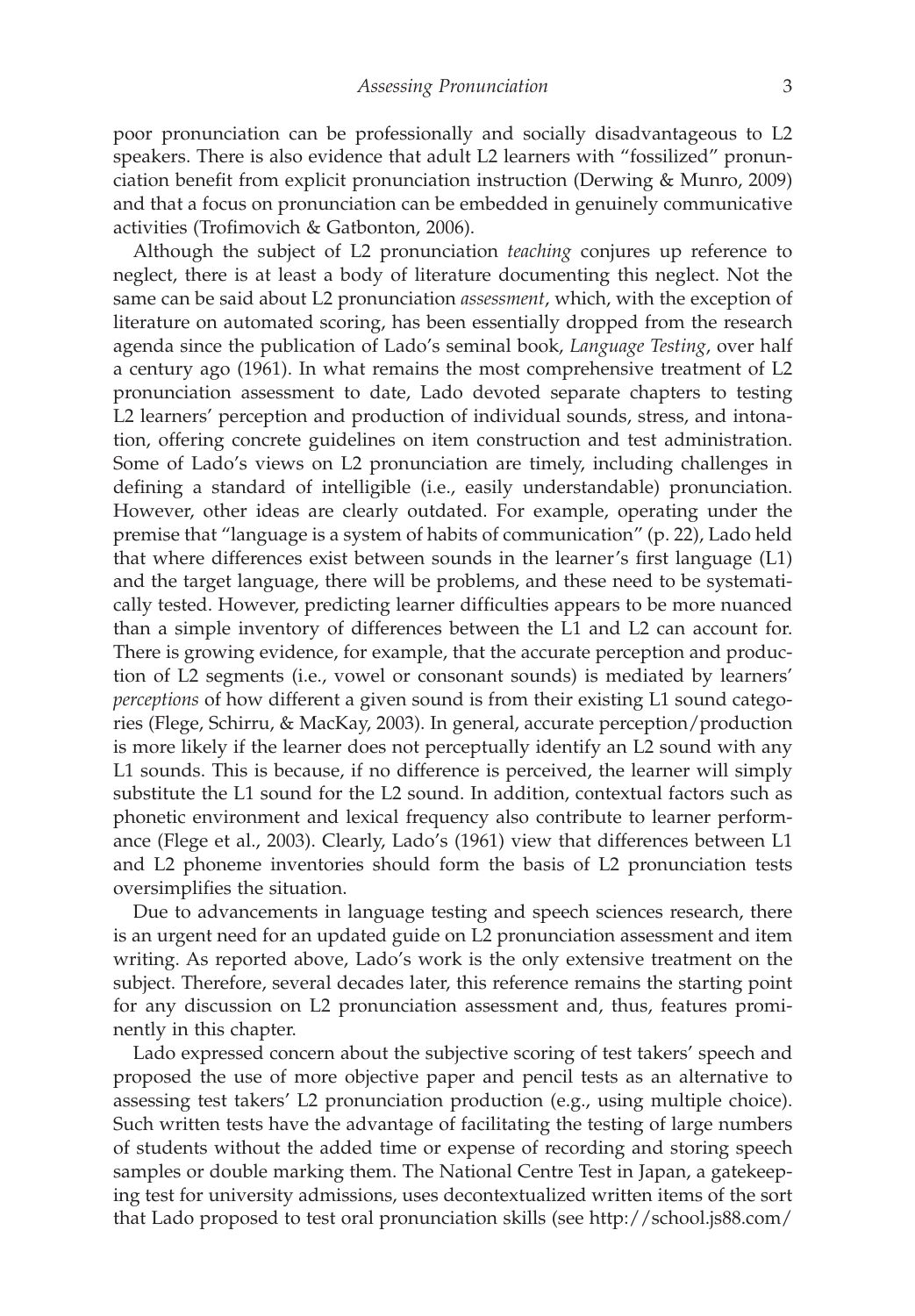poor pronunciation can be professionally and socially disadvantageous to L2 speakers. There is also evidence that adult L2 learners with "fossilized" pronunciation benefit from explicit pronunciation instruction (Derwing & Munro, 2009) and that a focus on pronunciation can be embedded in genuinely communicative activities (Trofimovich & Gatbonton, 2006).

Although the subject of L2 pronunciation *teaching* conjures up reference to neglect, there is at least a body of literature documenting this neglect. Not the same can be said about L2 pronunciation *assessment*, which, with the exception of literature on automated scoring, has been essentially dropped from the research agenda since the publication of Lado's seminal book, *Language Testing*, over half a century ago (1961). In what remains the most comprehensive treatment of L2 pronunciation assessment to date, Lado devoted separate chapters to testing L2 learners' perception and production of individual sounds, stress, and intonation, offering concrete guidelines on item construction and test administration. Some of Lado's views on L2 pronunciation are timely, including challenges in defining a standard of intelligible (i.e., easily understandable) pronunciation. However, other ideas are clearly outdated. For example, operating under the premise that "language is a system of habits of communication" (p. 22), Lado held that where differences exist between sounds in the learner's first language (L1) and the target language, there will be problems, and these need to be systematically tested. However, predicting learner difficulties appears to be more nuanced than a simple inventory of differences between the L1 and L2 can account for. There is growing evidence, for example, that the accurate perception and production of L2 segments (i.e., vowel or consonant sounds) is mediated by learners' *perceptions* of how different a given sound is from their existing L1 sound categories (Flege, Schirru, & MacKay, 2003). In general, accurate perception/production is more likely if the learner does not perceptually identify an L2 sound with any L1 sounds. This is because, if no difference is perceived, the learner will simply substitute the L1 sound for the L2 sound. In addition, contextual factors such as phonetic environment and lexical frequency also contribute to learner performance (Flege et al., 2003). Clearly, Lado's (1961) view that differences between L1 and L2 phoneme inventories should form the basis of L2 pronunciation tests oversimplifies the situation.

Due to advancements in language testing and speech sciences research, there is an urgent need for an updated guide on L2 pronunciation assessment and item writing. As reported above, Lado's work is the only extensive treatment on the subject. Therefore, several decades later, this reference remains the starting point for any discussion on L2 pronunciation assessment and, thus, features prominently in this chapter.

Lado expressed concern about the subjective scoring of test takers' speech and proposed the use of more objective paper and pencil tests as an alternative to assessing test takers' L2 pronunciation production (e.g., using multiple choice). Such written tests have the advantage of facilitating the testing of large numbers of students without the added time or expense of recording and storing speech samples or double marking them. The National Centre Test in Japan, a gatekeeping test for university admissions, uses decontextualized written items of the sort that Lado proposed to test oral pronunciation skills (see http://school.js88.com/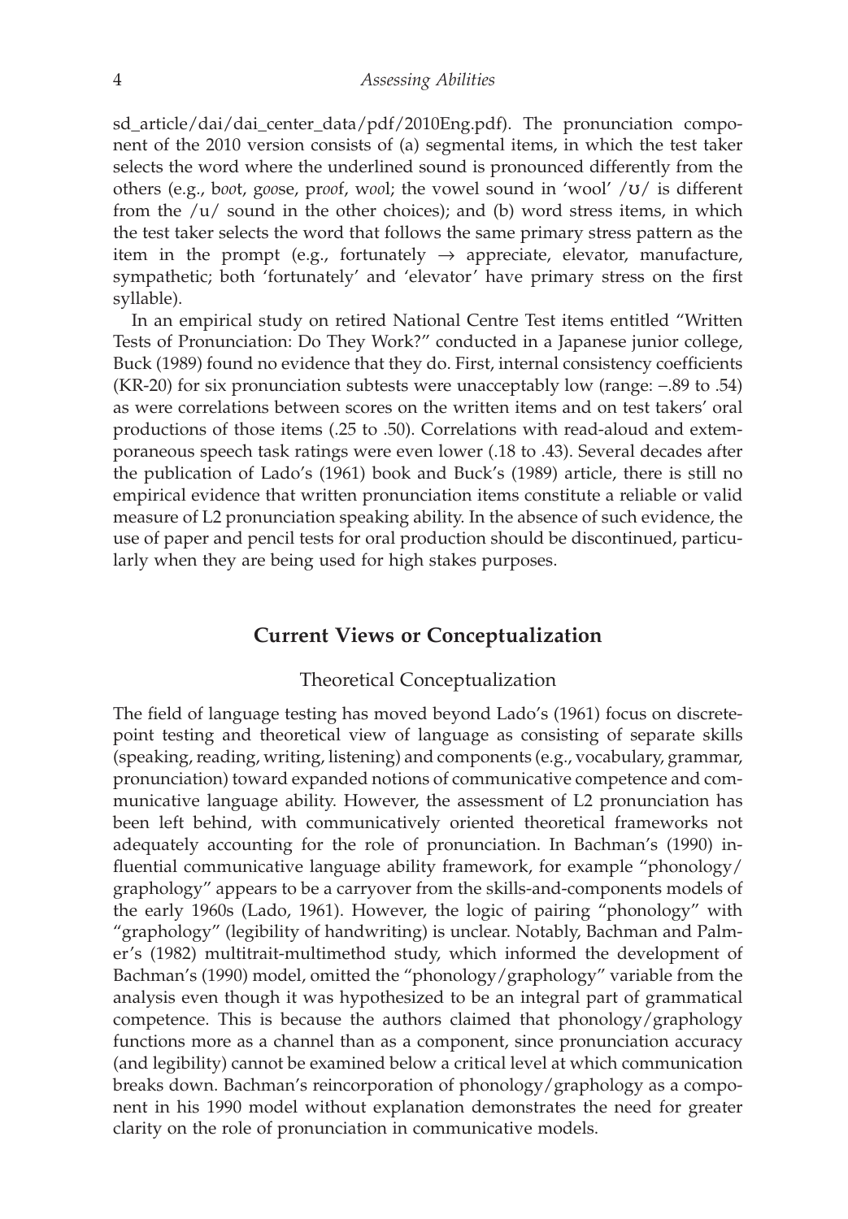sd_article/dai/dai_center_data/pdf/2010Eng.pdf). The pronunciation component of the 2010 version consists of (a) segmental items, in which the test taker selects the word where the underlined sound is pronounced differently from the others (e.g., b*oo*t, g*oo*se, pr*oo*f, w*oo*l; the vowel sound in 'wool' /ʊ/ is different from the /u/ sound in the other choices); and (b) word stress items, in which the test taker selects the word that follows the same primary stress pattern as the item in the prompt (e.g., fortunately → appreciate, elevator, manufacture, sympathetic; both 'fortunately' and 'elevator' have primary stress on the first syllable).

In an empirical study on retired National Centre Test items entitled "Written Tests of Pronunciation: Do They Work?" conducted in a Japanese junior college, Buck (1989) found no evidence that they do. First, internal consistency coefficients (KR-20) for six pronunciation subtests were unacceptably low (range: −.89 to .54) as were correlations between scores on the written items and on test takers' oral productions of those items (.25 to .50). Correlations with read-aloud and extemporaneous speech task ratings were even lower (.18 to .43). Several decades after the publication of Lado's (1961) book and Buck's (1989) article, there is still no empirical evidence that written pronunciation items constitute a reliable or valid measure of L2 pronunciation speaking ability. In the absence of such evidence, the use of paper and pencil tests for oral production should be discontinued, particularly when they are being used for high stakes purposes.

## Current Views or Conceptualization

### Theoretical Conceptualization

The field of language testing has moved beyond Lado's (1961) focus on discrete-point testing and theoretical view of language as consisting of separate skills (speaking, reading, writing, listening) and components (e.g., vocabulary, grammar, pronunciation) toward expanded notions of communicative competence and communicative language ability. However, the assessment of L2 pronunciation has been left behind, with communicatively oriented theoretical frameworks not adequately accounting for the role of pronunciation. In Bachman's (1990) influential communicative language ability framework, for example "phonology/graphology" appears to be a carryover from the skills-and-components models of the early 1960s (Lado, 1961). However, the logic of pairing "phonology" with "graphology" (legibility of handwriting) is unclear. Notably, Bachman and Palmer's (1982) multitrait-multimethod study, which informed the development of Bachman's (1990) model, omitted the "phonology/graphology" variable from the analysis even though it was hypothesized to be an integral part of grammatical competence. This is because the authors claimed that phonology/graphology functions more as a channel than as a component, since pronunciation accuracy (and legibility) cannot be examined below a critical level at which communication breaks down. Bachman's reincorporation of phonology/graphology as a component in his 1990 model without explanation demonstrates the need for greater clarity on the role of pronunciation in communicative models.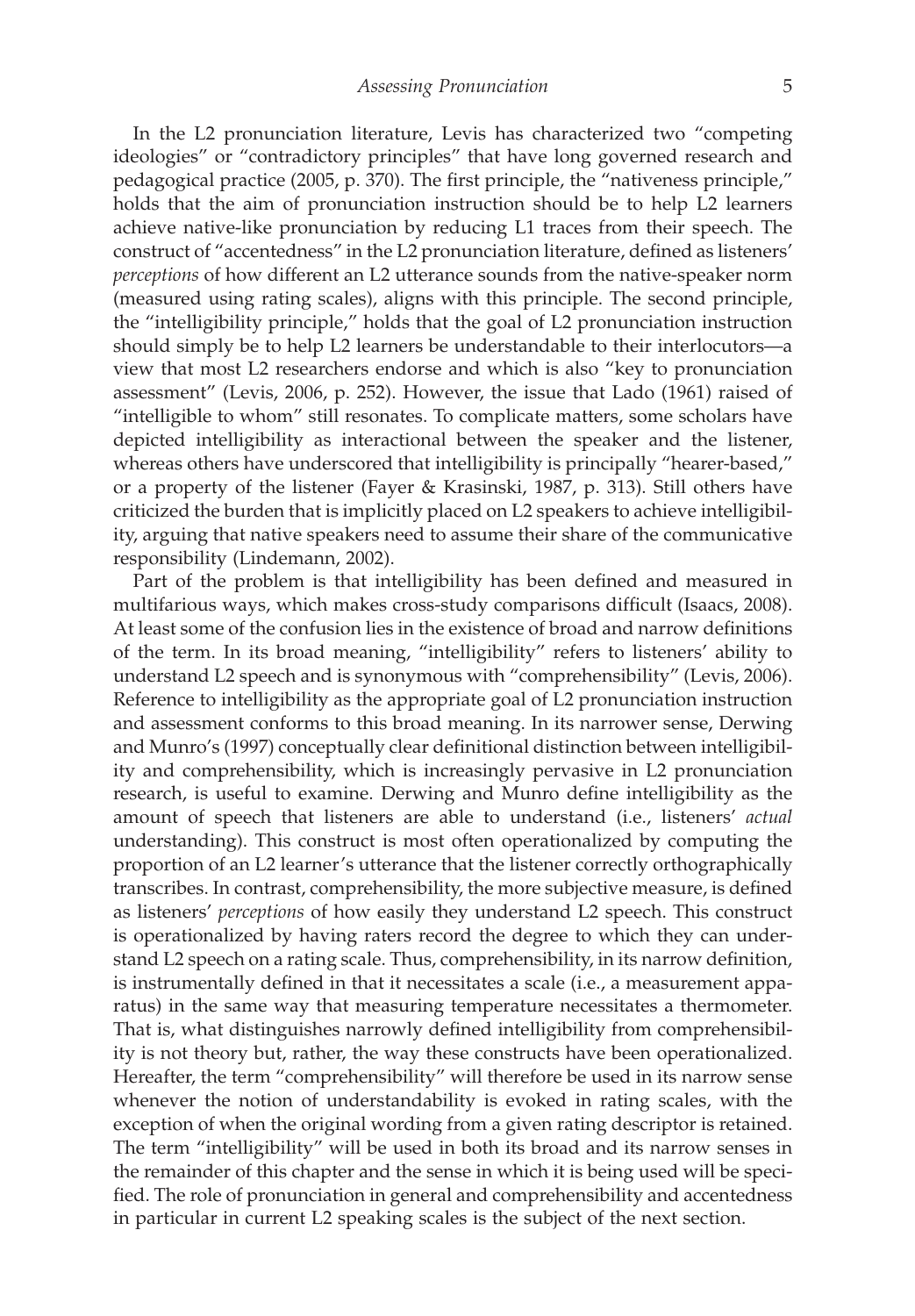In the L2 pronunciation literature, Levis has characterized two "competing ideologies" or "contradictory principles" that have long governed research and pedagogical practice (2005, p. 370). The first principle, the "nativeness principle," holds that the aim of pronunciation instruction should be to help L2 learners achieve native-like pronunciation by reducing L1 traces from their speech. The construct of "accentedness" in the L2 pronunciation literature, defined as listeners' *perceptions* of how different an L2 utterance sounds from the native-speaker norm (measured using rating scales), aligns with this principle. The second principle, the "intelligibility principle," holds that the goal of L2 pronunciation instruction should simply be to help L2 learners be understandable to their interlocutors—a view that most L2 researchers endorse and which is also "key to pronunciation assessment" (Levis, 2006, p. 252). However, the issue that Lado (1961) raised of "intelligible to whom" still resonates. To complicate matters, some scholars have depicted intelligibility as interactional between the speaker and the listener, whereas others have underscored that intelligibility is principally "hearer-based," or a property of the listener (Fayer & Krasinski, 1987, p. 313). Still others have criticized the burden that is implicitly placed on L2 speakers to achieve intelligibility, arguing that native speakers need to assume their share of the communicative responsibility (Lindemann, 2002).

Part of the problem is that intelligibility has been defined and measured in multifarious ways, which makes cross-study comparisons difficult (Isaacs, 2008). At least some of the confusion lies in the existence of broad and narrow definitions of the term. In its broad meaning, "intelligibility" refers to listeners' ability to understand L2 speech and is synonymous with "comprehensibility" (Levis, 2006). Reference to intelligibility as the appropriate goal of L2 pronunciation instruction and assessment conforms to this broad meaning. In its narrower sense, Derwing and Munro's (1997) conceptually clear definitional distinction between intelligibility and comprehensibility, which is increasingly pervasive in L2 pronunciation research, is useful to examine. Derwing and Munro define intelligibility as the amount of speech that listeners are able to understand (i.e., listeners' *actual* understanding). This construct is most often operationalized by computing the proportion of an L2 learner's utterance that the listener correctly orthographically transcribes. In contrast, comprehensibility, the more subjective measure, is defined as listeners' *perceptions* of how easily they understand L2 speech. This construct is operationalized by having raters record the degree to which they can understand L2 speech on a rating scale. Thus, comprehensibility, in its narrow definition, is instrumentally defined in that it necessitates a scale (i.e., a measurement apparatus) in the same way that measuring temperature necessitates a thermometer. That is, what distinguishes narrowly defined intelligibility from comprehensibility is not theory but, rather, the way these constructs have been operationalized. Hereafter, the term "comprehensibility" will therefore be used in its narrow sense whenever the notion of understandability is evoked in rating scales, with the exception of when the original wording from a given rating descriptor is retained. The term "intelligibility" will be used in both its broad and its narrow senses in the remainder of this chapter and the sense in which it is being used will be specified. The role of pronunciation in general and comprehensibility and accentedness in particular in current L2 speaking scales is the subject of the next section.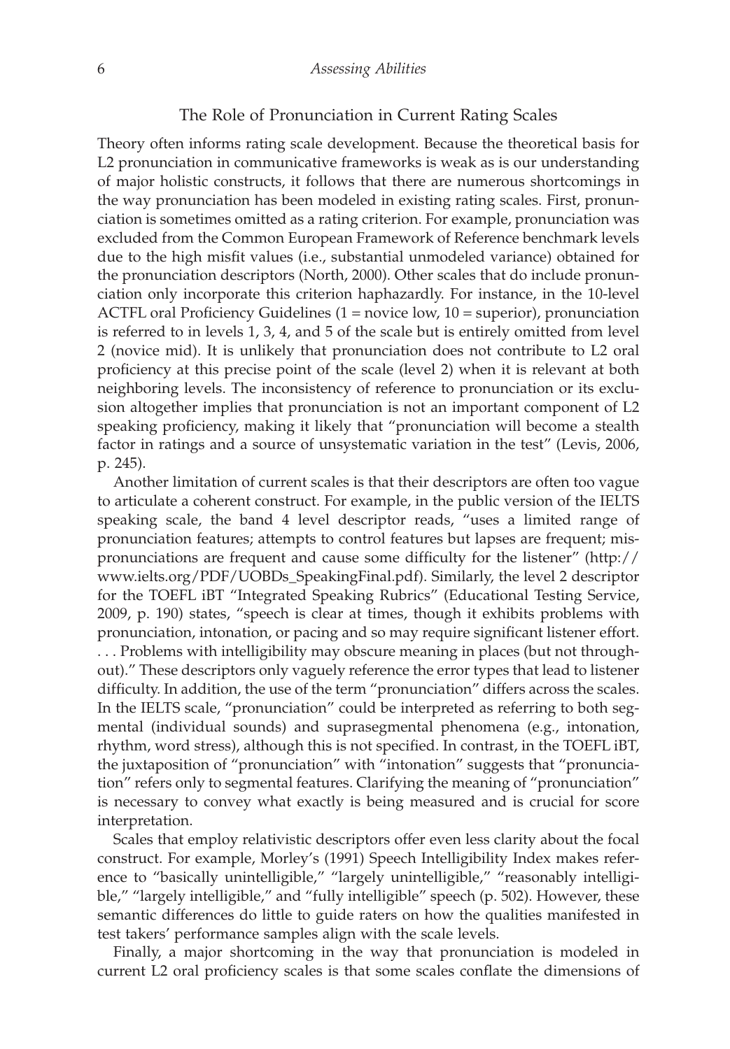## The Role of Pronunciation in Current Rating Scales

Theory often informs rating scale development. Because the theoretical basis for L2 pronunciation in communicative frameworks is weak as is our understanding of major holistic constructs, it follows that there are numerous shortcomings in the way pronunciation has been modeled in existing rating scales. First, pronunciation is sometimes omitted as a rating criterion. For example, pronunciation was excluded from the Common European Framework of Reference benchmark levels due to the high misfit values (i.e., substantial unmodeled variance) obtained for the pronunciation descriptors (North, 2000). Other scales that do include pronunciation only incorporate this criterion haphazardly. For instance, in the 10-level ACTFL oral Proficiency Guidelines (1 = novice low, 10 = superior), pronunciation is referred to in levels 1, 3, 4, and 5 of the scale but is entirely omitted from level 2 (novice mid). It is unlikely that pronunciation does not contribute to L2 oral proficiency at this precise point of the scale (level 2) when it is relevant at both neighboring levels. The inconsistency of reference to pronunciation or its exclusion altogether implies that pronunciation is not an important component of L2 speaking proficiency, making it likely that "pronunciation will become a stealth factor in ratings and a source of unsystematic variation in the test" (Levis, 2006, p. 245).

Another limitation of current scales is that their descriptors are often too vague to articulate a coherent construct. For example, in the public version of the IELTS speaking scale, the band 4 level descriptor reads, "uses a limited range of pronunciation features; attempts to control features but lapses are frequent; mispronunciations are frequent and cause some difficulty for the listener" (http://www.ielts.org/PDF/UOBDs_SpeakingFinal.pdf). Similarly, the level 2 descriptor for the TOEFL iBT "Integrated Speaking Rubrics" (Educational Testing Service, 2009, p. 190) states, "speech is clear at times, though it exhibits problems with pronunciation, intonation, or pacing and so may require significant listener effort. . . . Problems with intelligibility may obscure meaning in places (but not throughout)." These descriptors only vaguely reference the error types that lead to listener difficulty. In addition, the use of the term "pronunciation" differs across the scales. In the IELTS scale, "pronunciation" could be interpreted as referring to both segmental (individual sounds) and suprasegmental phenomena (e.g., intonation, rhythm, word stress), although this is not specified. In contrast, in the TOEFL iBT, the juxtaposition of "pronunciation" with "intonation" suggests that "pronunciation" refers only to segmental features. Clarifying the meaning of "pronunciation" is necessary to convey what exactly is being measured and is crucial for score interpretation.

Scales that employ relativistic descriptors offer even less clarity about the focal construct. For example, Morley's (1991) Speech Intelligibility Index makes reference to "basically unintelligible," "largely unintelligible," "reasonably intelligible," "largely intelligible," and "fully intelligible" speech (p. 502). However, these semantic differences do little to guide raters on how the qualities manifested in test takers' performance samples align with the scale levels.

Finally, a major shortcoming in the way that pronunciation is modeled in current L2 oral proficiency scales is that some scales conflate the dimensions of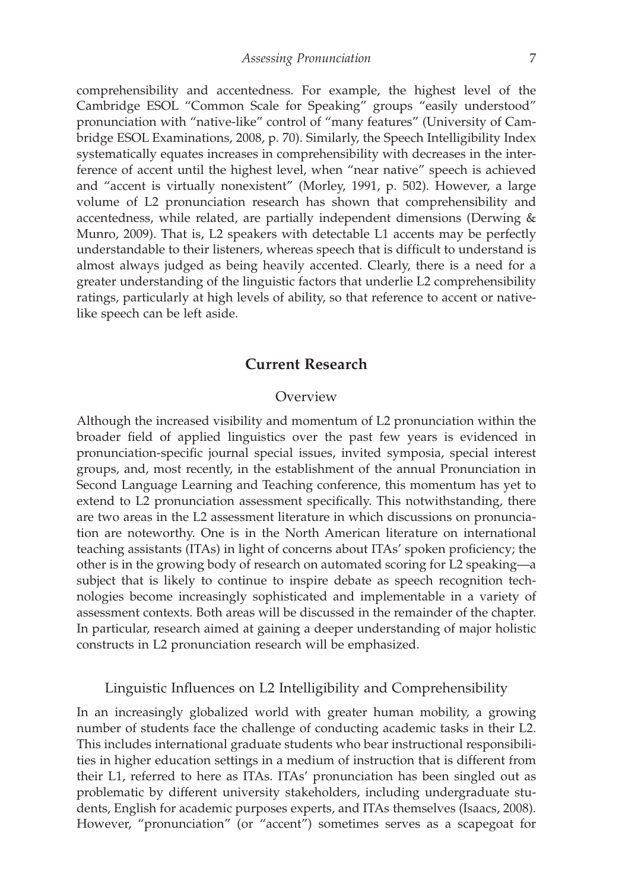comprehensibility and accentedness. For example, the highest level of the Cambridge ESOL "Common Scale for Speaking" groups "easily understood" pronunciation with "native-like" control of "many features" (University of Cambridge ESOL Examinations, 2008, p. 70). Similarly, the Speech Intelligibility Index systematically equates increases in comprehensibility with decreases in the interference of accent until the highest level, when "near native" speech is achieved and "accent is virtually nonexistent" (Morley, 1991, p. 502). However, a large volume of L2 pronunciation research has shown that comprehensibility and accentedness, while related, are partially independent dimensions (Derwing & Munro, 2009). That is, L2 speakers with detectable L1 accents may be perfectly understandable to their listeners, whereas speech that is difficult to understand is almost always judged as being heavily accented. Clearly, there is a need for a greater understanding of the linguistic factors that underlie L2 comprehensibility ratings, particularly at high levels of ability, so that reference to accent or native-like speech can be left aside.

## Current Research

### Overview

Although the increased visibility and momentum of L2 pronunciation within the broader field of applied linguistics over the past few years is evidenced in pronunciation-specific journal special issues, invited symposia, special interest groups, and, most recently, in the establishment of the annual Pronunciation in Second Language Learning and Teaching conference, this momentum has yet to extend to L2 pronunciation assessment specifically. This notwithstanding, there are two areas in the L2 assessment literature in which discussions on pronunciation are noteworthy. One is in the North American literature on international teaching assistants (ITAs) in light of concerns about ITAs' spoken proficiency; the other is in the growing body of research on automated scoring for L2 speaking—a subject that is likely to continue to inspire debate as speech recognition technologies become increasingly sophisticated and implementable in a variety of assessment contexts. Both areas will be discussed in the remainder of the chapter. In particular, research aimed at gaining a deeper understanding of major holistic constructs in L2 pronunciation research will be emphasized.

### Linguistic Influences on L2 Intelligibility and Comprehensibility

In an increasingly globalized world with greater human mobility, a growing number of students face the challenge of conducting academic tasks in their L2. This includes international graduate students who bear instructional responsibilities in higher education settings in a medium of instruction that is different from their L1, referred to here as ITAs. ITAs' pronunciation has been singled out as problematic by different university stakeholders, including undergraduate students, English for academic purposes experts, and ITAs themselves (Isaacs, 2008). However, "pronunciation" (or "accent") sometimes serves as a scapegoat for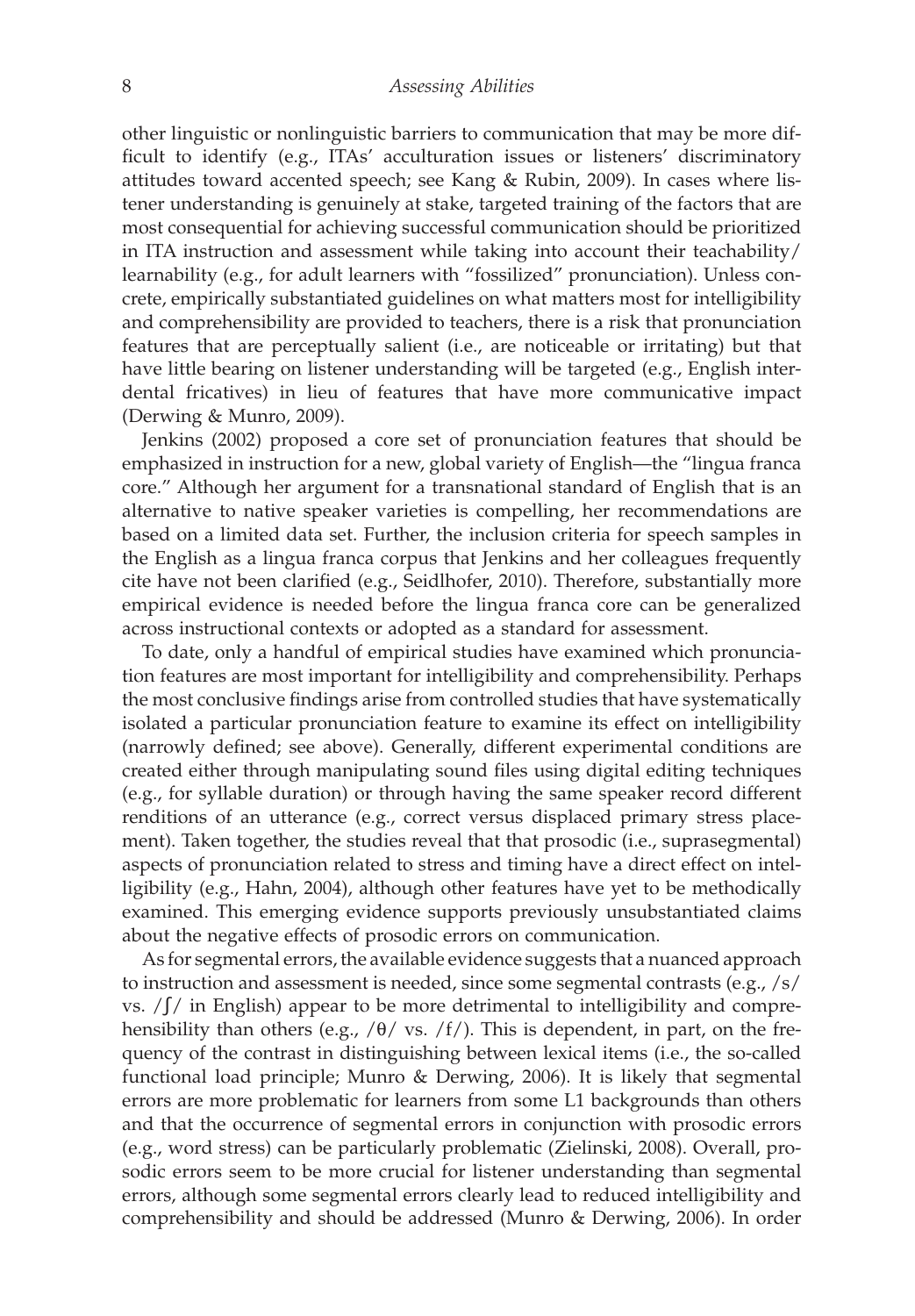other linguistic or nonlinguistic barriers to communication that may be more difficult to identify (e.g., ITAs' acculturation issues or listeners' discriminatory attitudes toward accented speech; see Kang & Rubin, 2009). In cases where listener understanding is genuinely at stake, targeted training of the factors that are most consequential for achieving successful communication should be prioritized in ITA instruction and assessment while taking into account their teachability/learnability (e.g., for adult learners with "fossilized" pronunciation). Unless concrete, empirically substantiated guidelines on what matters most for intelligibility and comprehensibility are provided to teachers, there is a risk that pronunciation features that are perceptually salient (i.e., are noticeable or irritating) but that have little bearing on listener understanding will be targeted (e.g., English interdental fricatives) in lieu of features that have more communicative impact (Derwing & Munro, 2009).

Jenkins (2002) proposed a core set of pronunciation features that should be emphasized in instruction for a new, global variety of English—the "lingua franca core." Although her argument for a transnational standard of English that is an alternative to native speaker varieties is compelling, her recommendations are based on a limited data set. Further, the inclusion criteria for speech samples in the English as a lingua franca corpus that Jenkins and her colleagues frequently cite have not been clarified (e.g., Seidlhofer, 2010). Therefore, substantially more empirical evidence is needed before the lingua franca core can be generalized across instructional contexts or adopted as a standard for assessment.

To date, only a handful of empirical studies have examined which pronunciation features are most important for intelligibility and comprehensibility. Perhaps the most conclusive findings arise from controlled studies that have systematically isolated a particular pronunciation feature to examine its effect on intelligibility (narrowly defined; see above). Generally, different experimental conditions are created either through manipulating sound files using digital editing techniques (e.g., for syllable duration) or through having the same speaker record different renditions of an utterance (e.g., correct versus displaced primary stress placement). Taken together, the studies reveal that that prosodic (i.e., suprasegmental) aspects of pronunciation related to stress and timing have a direct effect on intelligibility (e.g., Hahn, 2004), although other features have yet to be methodically examined. This emerging evidence supports previously unsubstantiated claims about the negative effects of prosodic errors on communication.

As for segmental errors, the available evidence suggests that a nuanced approach to instruction and assessment is needed, since some segmental contrasts (e.g., /s/ vs. /ʃ/ in English) appear to be more detrimental to intelligibility and comprehensibility than others (e.g., /θ/ vs. /f/). This is dependent, in part, on the frequency of the contrast in distinguishing between lexical items (i.e., the so-called functional load principle; Munro & Derwing, 2006). It is likely that segmental errors are more problematic for learners from some L1 backgrounds than others and that the occurrence of segmental errors in conjunction with prosodic errors (e.g., word stress) can be particularly problematic (Zielinski, 2008). Overall, prosodic errors seem to be more crucial for listener understanding than segmental errors, although some segmental errors clearly lead to reduced intelligibility and comprehensibility and should be addressed (Munro & Derwing, 2006). In order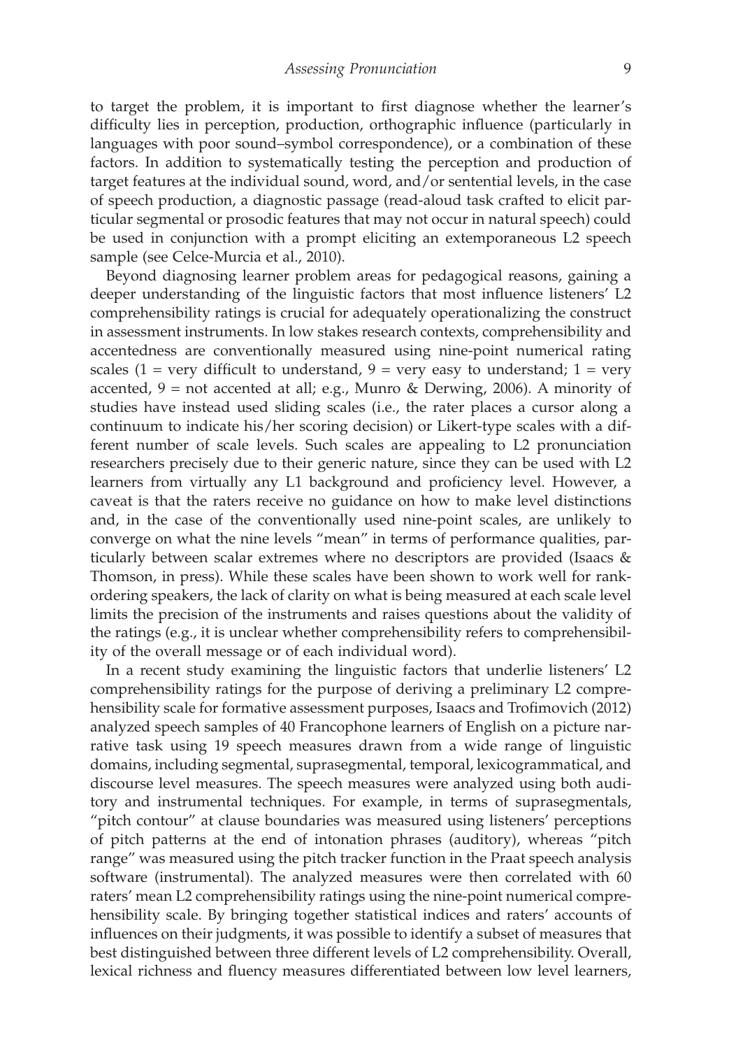to target the problem, it is important to first diagnose whether the learner's difficulty lies in perception, production, orthographic influence (particularly in languages with poor sound–symbol correspondence), or a combination of these factors. In addition to systematically testing the perception and production of target features at the individual sound, word, and/or sentential levels, in the case of speech production, a diagnostic passage (read-aloud task crafted to elicit particular segmental or prosodic features that may not occur in natural speech) could be used in conjunction with a prompt eliciting an extemporaneous L2 speech sample (see Celce-Murcia et al., 2010).

Beyond diagnosing learner problem areas for pedagogical reasons, gaining a deeper understanding of the linguistic factors that most influence listeners' L2 comprehensibility ratings is crucial for adequately operationalizing the construct in assessment instruments. In low stakes research contexts, comprehensibility and accentedness are conventionally measured using nine-point numerical rating scales (1 = very difficult to understand, 9 = very easy to understand; 1 = very accented, 9 = not accented at all; e.g., Munro & Derwing, 2006). A minority of studies have instead used sliding scales (i.e., the rater places a cursor along a continuum to indicate his/her scoring decision) or Likert-type scales with a different number of scale levels. Such scales are appealing to L2 pronunciation researchers precisely due to their generic nature, since they can be used with L2 learners from virtually any L1 background and proficiency level. However, a caveat is that the raters receive no guidance on how to make level distinctions and, in the case of the conventionally used nine-point scales, are unlikely to converge on what the nine levels "mean" in terms of performance qualities, particularly between scalar extremes where no descriptors are provided (Isaacs & Thomson, in press). While these scales have been shown to work well for rank-ordering speakers, the lack of clarity on what is being measured at each scale level limits the precision of the instruments and raises questions about the validity of the ratings (e.g., it is unclear whether comprehensibility refers to comprehensibility of the overall message or of each individual word).

In a recent study examining the linguistic factors that underlie listeners' L2 comprehensibility ratings for the purpose of deriving a preliminary L2 comprehensibility scale for formative assessment purposes, Isaacs and Trofimovich (2012) analyzed speech samples of 40 Francophone learners of English on a picture narrative task using 19 speech measures drawn from a wide range of linguistic domains, including segmental, suprasegmental, temporal, lexicogrammatical, and discourse level measures. The speech measures were analyzed using both auditory and instrumental techniques. For example, in terms of suprasegmentals, "pitch contour" at clause boundaries was measured using listeners' perceptions of pitch patterns at the end of intonation phrases (auditory), whereas "pitch range" was measured using the pitch tracker function in the Praat speech analysis software (instrumental). The analyzed measures were then correlated with 60 raters' mean L2 comprehensibility ratings using the nine-point numerical comprehensibility scale. By bringing together statistical indices and raters' accounts of influences on their judgments, it was possible to identify a subset of measures that best distinguished between three different levels of L2 comprehensibility. Overall, lexical richness and fluency measures differentiated between low level learners,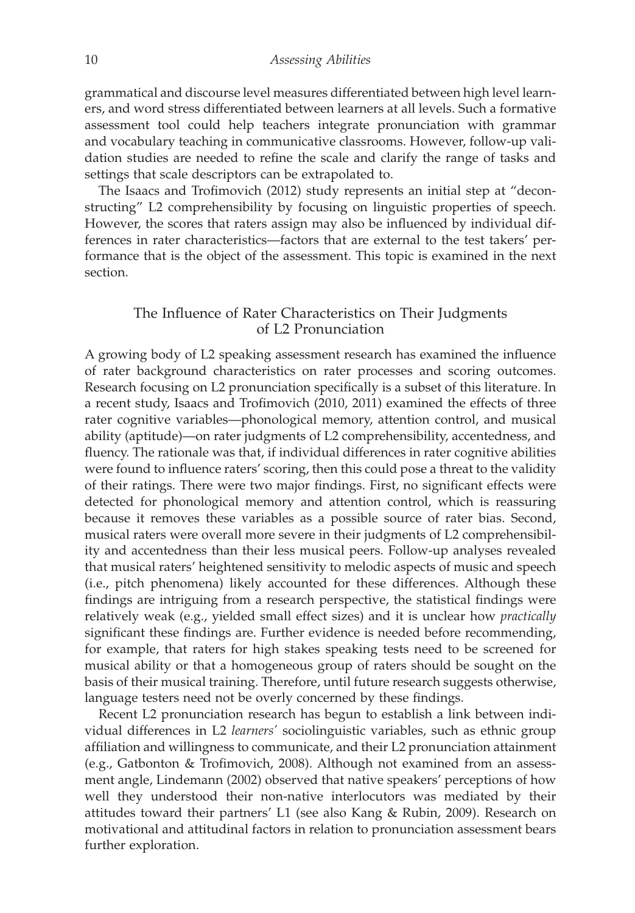grammatical and discourse level measures differentiated between high level learners, and word stress differentiated between learners at all levels. Such a formative assessment tool could help teachers integrate pronunciation with grammar and vocabulary teaching in communicative classrooms. However, follow-up validation studies are needed to refine the scale and clarify the range of tasks and settings that scale descriptors can be extrapolated to.

The Isaacs and Trofimovich (2012) study represents an initial step at "deconstructing" L2 comprehensibility by focusing on linguistic properties of speech. However, the scores that raters assign may also be influenced by individual differences in rater characteristics—factors that are external to the test takers' performance that is the object of the assessment. This topic is examined in the next section.

## The Influence of Rater Characteristics on Their Judgments of L2 Pronunciation

A growing body of L2 speaking assessment research has examined the influence of rater background characteristics on rater processes and scoring outcomes. Research focusing on L2 pronunciation specifically is a subset of this literature. In a recent study, Isaacs and Trofimovich (2010, 2011) examined the effects of three rater cognitive variables—phonological memory, attention control, and musical ability (aptitude)—on rater judgments of L2 comprehensibility, accentedness, and fluency. The rationale was that, if individual differences in rater cognitive abilities were found to influence raters' scoring, then this could pose a threat to the validity of their ratings. There were two major findings. First, no significant effects were detected for phonological memory and attention control, which is reassuring because it removes these variables as a possible source of rater bias. Second, musical raters were overall more severe in their judgments of L2 comprehensibility and accentedness than their less musical peers. Follow-up analyses revealed that musical raters' heightened sensitivity to melodic aspects of music and speech (i.e., pitch phenomena) likely accounted for these differences. Although these findings are intriguing from a research perspective, the statistical findings were relatively weak (e.g., yielded small effect sizes) and it is unclear how *practically* significant these findings are. Further evidence is needed before recommending, for example, that raters for high stakes speaking tests need to be screened for musical ability or that a homogeneous group of raters should be sought on the basis of their musical training. Therefore, until future research suggests otherwise, language testers need not be overly concerned by these findings.

Recent L2 pronunciation research has begun to establish a link between individual differences in L2 *learners'* sociolinguistic variables, such as ethnic group affiliation and willingness to communicate, and their L2 pronunciation attainment (e.g., Gatbonton & Trofimovich, 2008). Although not examined from an assessment angle, Lindemann (2002) observed that native speakers' perceptions of how well they understood their non-native interlocutors was mediated by their attitudes toward their partners' L1 (see also Kang & Rubin, 2009). Research on motivational and attitudinal factors in relation to pronunciation assessment bears further exploration.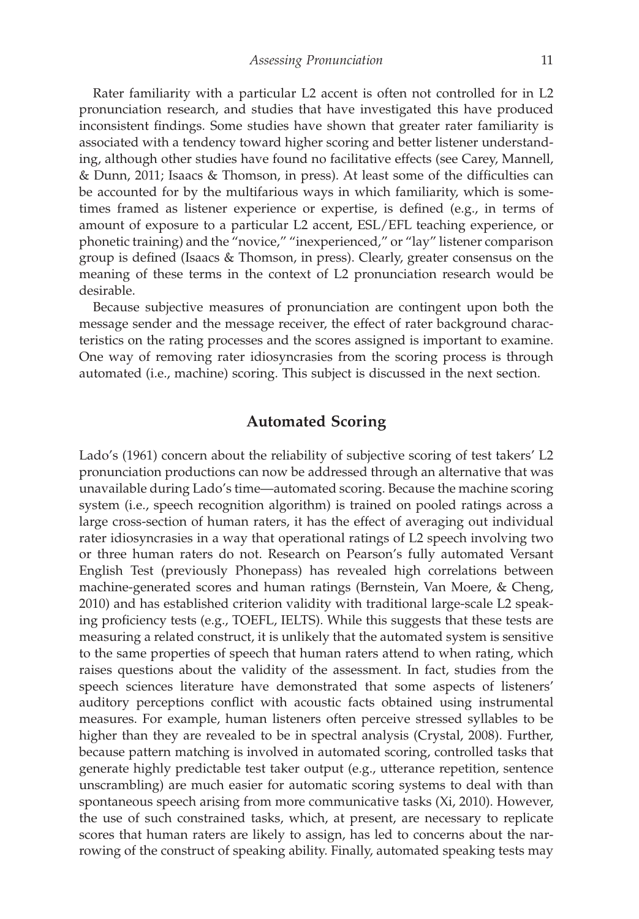Rater familiarity with a particular L2 accent is often not controlled for in L2 pronunciation research, and studies that have investigated this have produced inconsistent findings. Some studies have shown that greater rater familiarity is associated with a tendency toward higher scoring and better listener understanding, although other studies have found no facilitative effects (see Carey, Mannell, & Dunn, 2011; Isaacs & Thomson, in press). At least some of the difficulties can be accounted for by the multifarious ways in which familiarity, which is sometimes framed as listener experience or expertise, is defined (e.g., in terms of amount of exposure to a particular L2 accent, ESL/EFL teaching experience, or phonetic training) and the "novice," "inexperienced," or "lay" listener comparison group is defined (Isaacs & Thomson, in press). Clearly, greater consensus on the meaning of these terms in the context of L2 pronunciation research would be desirable.

Because subjective measures of pronunciation are contingent upon both the message sender and the message receiver, the effect of rater background characteristics on the rating processes and the scores assigned is important to examine. One way of removing rater idiosyncrasies from the scoring process is through automated (i.e., machine) scoring. This subject is discussed in the next section.

## Automated Scoring

Lado's (1961) concern about the reliability of subjective scoring of test takers' L2 pronunciation productions can now be addressed through an alternative that was unavailable during Lado's time—automated scoring. Because the machine scoring system (i.e., speech recognition algorithm) is trained on pooled ratings across a large cross-section of human raters, it has the effect of averaging out individual rater idiosyncrasies in a way that operational ratings of L2 speech involving two or three human raters do not. Research on Pearson's fully automated Versant English Test (previously Phonepass) has revealed high correlations between machine-generated scores and human ratings (Bernstein, Van Moere, & Cheng, 2010) and has established criterion validity with traditional large-scale L2 speaking proficiency tests (e.g., TOEFL, IELTS). While this suggests that these tests are measuring a related construct, it is unlikely that the automated system is sensitive to the same properties of speech that human raters attend to when rating, which raises questions about the validity of the assessment. In fact, studies from the speech sciences literature have demonstrated that some aspects of listeners' auditory perceptions conflict with acoustic facts obtained using instrumental measures. For example, human listeners often perceive stressed syllables to be higher than they are revealed to be in spectral analysis (Crystal, 2008). Further, because pattern matching is involved in automated scoring, controlled tasks that generate highly predictable test taker output (e.g., utterance repetition, sentence unscrambling) are much easier for automatic scoring systems to deal with than spontaneous speech arising from more communicative tasks (Xi, 2010). However, the use of such constrained tasks, which, at present, are necessary to replicate scores that human raters are likely to assign, has led to concerns about the narrowing of the construct of speaking ability. Finally, automated speaking tests may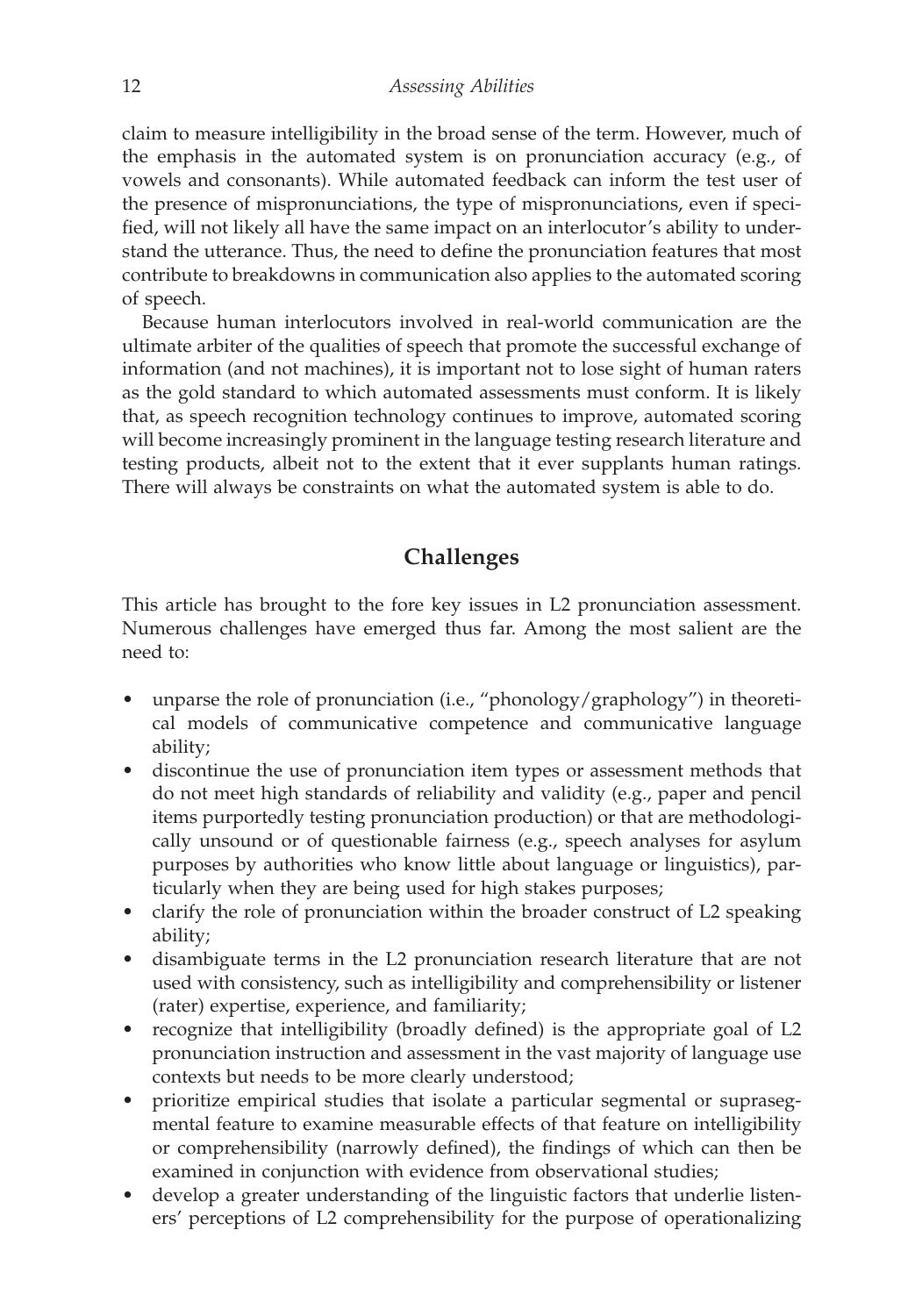claim to measure intelligibility in the broad sense of the term. However, much of the emphasis in the automated system is on pronunciation accuracy (e.g., of vowels and consonants). While automated feedback can inform the test user of the presence of mispronunciations, the type of mispronunciations, even if specified, will not likely all have the same impact on an interlocutor's ability to understand the utterance. Thus, the need to define the pronunciation features that most contribute to breakdowns in communication also applies to the automated scoring of speech.

Because human interlocutors involved in real-world communication are the ultimate arbiter of the qualities of speech that promote the successful exchange of information (and not machines), it is important not to lose sight of human raters as the gold standard to which automated assessments must conform. It is likely that, as speech recognition technology continues to improve, automated scoring will become increasingly prominent in the language testing research literature and testing products, albeit not to the extent that it ever supplants human ratings. There will always be constraints on what the automated system is able to do.

## Challenges

This article has brought to the fore key issues in L2 pronunciation assessment. Numerous challenges have emerged thus far. Among the most salient are the need to:

- unparse the role of pronunciation (i.e., "phonology/graphology") in theoretical models of communicative competence and communicative language ability;
- discontinue the use of pronunciation item types or assessment methods that do not meet high standards of reliability and validity (e.g., paper and pencil items purportedly testing pronunciation production) or that are methodologically unsound or of questionable fairness (e.g., speech analyses for asylum purposes by authorities who know little about language or linguistics), particularly when they are being used for high stakes purposes;
- clarify the role of pronunciation within the broader construct of L2 speaking ability;
- disambiguate terms in the L2 pronunciation research literature that are not used with consistency, such as intelligibility and comprehensibility or listener (rater) expertise, experience, and familiarity;
- recognize that intelligibility (broadly defined) is the appropriate goal of L2 pronunciation instruction and assessment in the vast majority of language use contexts but needs to be more clearly understood;
- prioritize empirical studies that isolate a particular segmental or suprasegmental feature to examine measurable effects of that feature on intelligibility or comprehensibility (narrowly defined), the findings of which can then be examined in conjunction with evidence from observational studies;
- develop a greater understanding of the linguistic factors that underlie listeners' perceptions of L2 comprehensibility for the purpose of operationalizing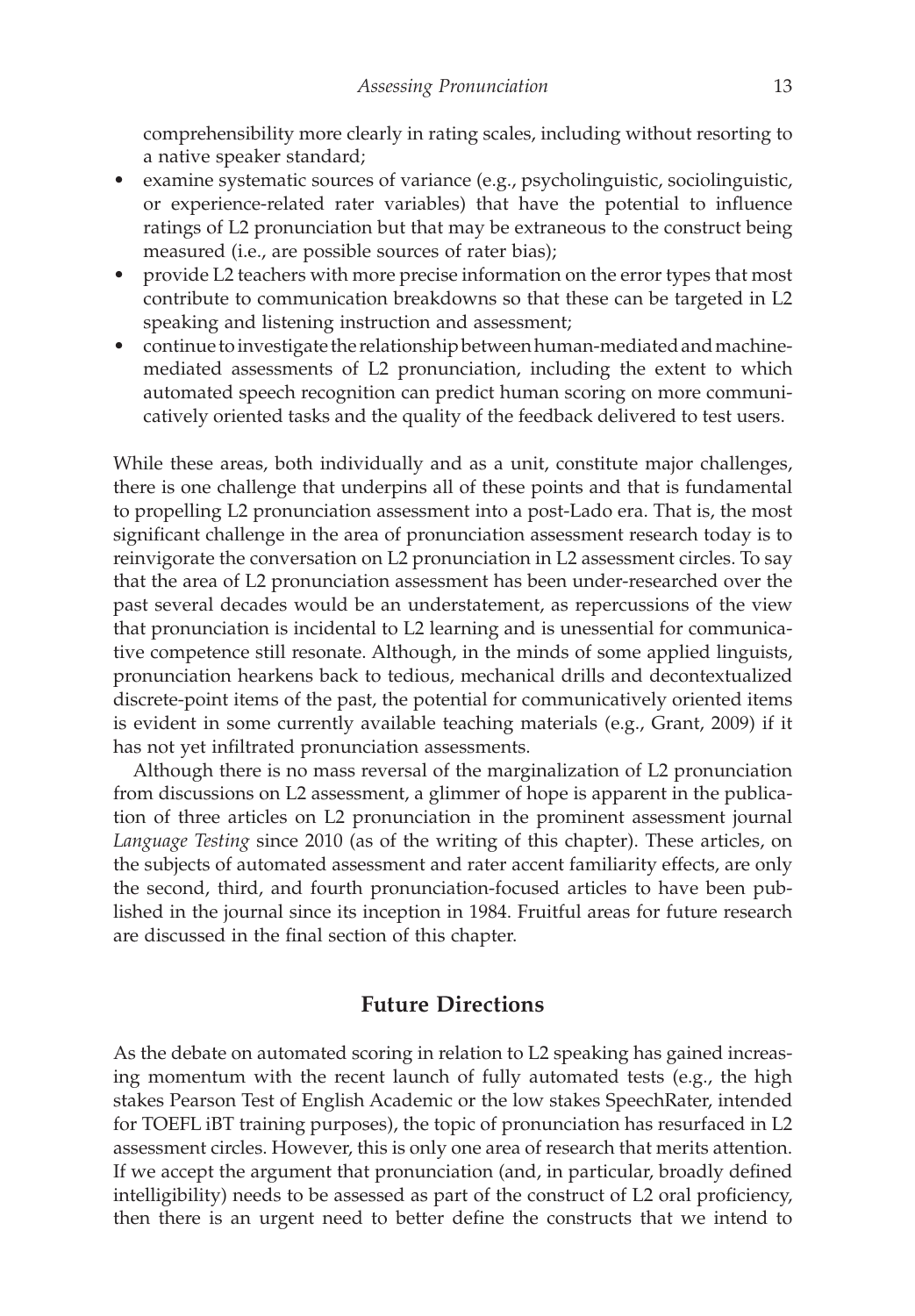comprehensibility more clearly in rating scales, including without resorting to a native speaker standard;

- examine systematic sources of variance (e.g., psycholinguistic, sociolinguistic, or experience-related rater variables) that have the potential to influence ratings of L2 pronunciation but that may be extraneous to the construct being measured (i.e., are possible sources of rater bias);
- provide L2 teachers with more precise information on the error types that most contribute to communication breakdowns so that these can be targeted in L2 speaking and listening instruction and assessment;
- continue to investigate the relationship between human-mediated and machine-mediated assessments of L2 pronunciation, including the extent to which automated speech recognition can predict human scoring on more communicatively oriented tasks and the quality of the feedback delivered to test users.

While these areas, both individually and as a unit, constitute major challenges, there is one challenge that underpins all of these points and that is fundamental to propelling L2 pronunciation assessment into a post-Lado era. That is, the most significant challenge in the area of pronunciation assessment research today is to reinvigorate the conversation on L2 pronunciation in L2 assessment circles. To say that the area of L2 pronunciation assessment has been under-researched over the past several decades would be an understatement, as repercussions of the view that pronunciation is incidental to L2 learning and is unessential for communicative competence still resonate. Although, in the minds of some applied linguists, pronunciation hearkens back to tedious, mechanical drills and decontextualized discrete-point items of the past, the potential for communicatively oriented items is evident in some currently available teaching materials (e.g., Grant, 2009) if it has not yet infiltrated pronunciation assessments.

Although there is no mass reversal of the marginalization of L2 pronunciation from discussions on L2 assessment, a glimmer of hope is apparent in the publication of three articles on L2 pronunciation in the prominent assessment journal *Language Testing* since 2010 (as of the writing of this chapter). These articles, on the subjects of automated assessment and rater accent familiarity effects, are only the second, third, and fourth pronunciation-focused articles to have been published in the journal since its inception in 1984. Fruitful areas for future research are discussed in the final section of this chapter.

## Future Directions

As the debate on automated scoring in relation to L2 speaking has gained increasing momentum with the recent launch of fully automated tests (e.g., the high stakes Pearson Test of English Academic or the low stakes SpeechRater, intended for TOEFL iBT training purposes), the topic of pronunciation has resurfaced in L2 assessment circles. However, this is only one area of research that merits attention. If we accept the argument that pronunciation (and, in particular, broadly defined intelligibility) needs to be assessed as part of the construct of L2 oral proficiency, then there is an urgent need to better define the constructs that we intend to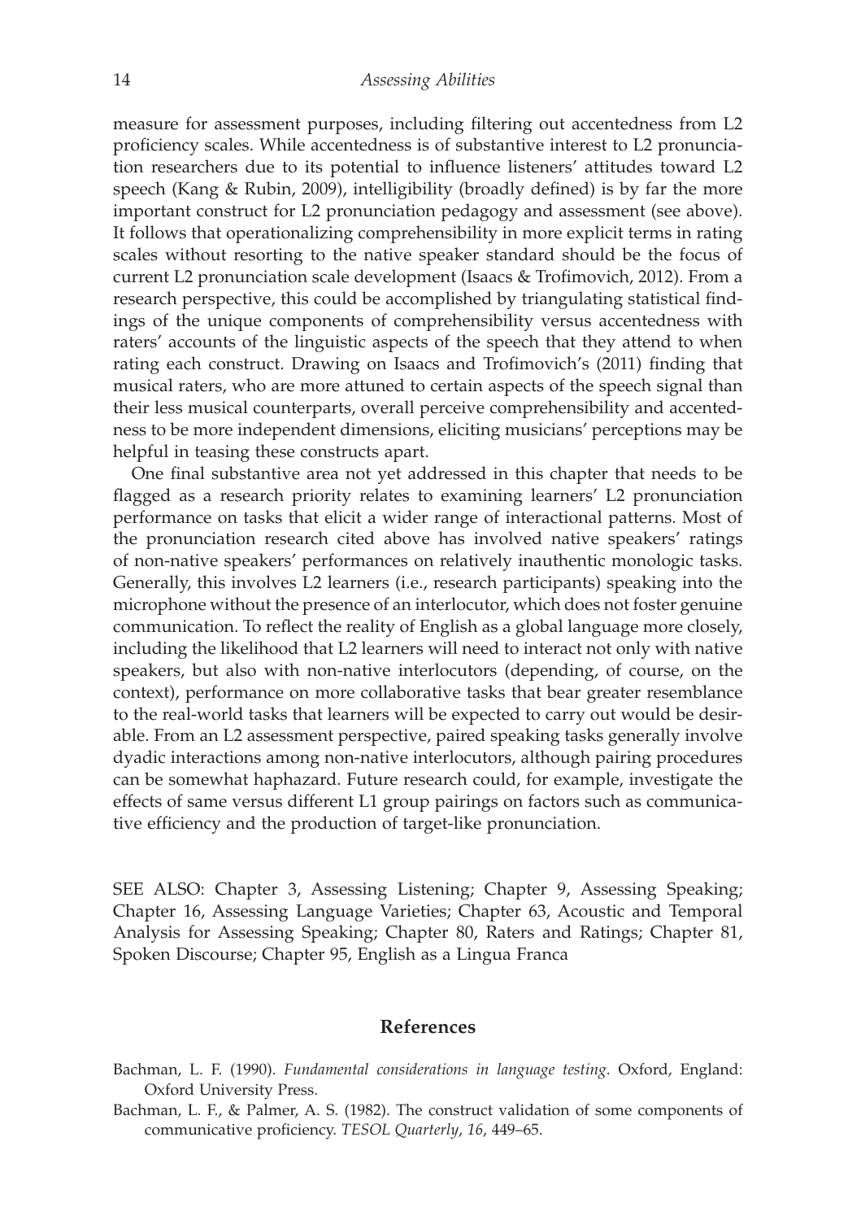measure for assessment purposes, including filtering out accentedness from L2 proficiency scales. While accentedness is of substantive interest to L2 pronunciation researchers due to its potential to influence listeners' attitudes toward L2 speech (Kang & Rubin, 2009), intelligibility (broadly defined) is by far the more important construct for L2 pronunciation pedagogy and assessment (see above). It follows that operationalizing comprehensibility in more explicit terms in rating scales without resorting to the native speaker standard should be the focus of current L2 pronunciation scale development (Isaacs & Trofimovich, 2012). From a research perspective, this could be accomplished by triangulating statistical findings of the unique components of comprehensibility versus accentedness with raters' accounts of the linguistic aspects of the speech that they attend to when rating each construct. Drawing on Isaacs and Trofimovich's (2011) finding that musical raters, who are more attuned to certain aspects of the speech signal than their less musical counterparts, overall perceive comprehensibility and accentedness to be more independent dimensions, eliciting musicians' perceptions may be helpful in teasing these constructs apart.

One final substantive area not yet addressed in this chapter that needs to be flagged as a research priority relates to examining learners' L2 pronunciation performance on tasks that elicit a wider range of interactional patterns. Most of the pronunciation research cited above has involved native speakers' ratings of non-native speakers' performances on relatively inauthentic monologic tasks. Generally, this involves L2 learners (i.e., research participants) speaking into the microphone without the presence of an interlocutor, which does not foster genuine communication. To reflect the reality of English as a global language more closely, including the likelihood that L2 learners will need to interact not only with native speakers, but also with non-native interlocutors (depending, of course, on the context), performance on more collaborative tasks that bear greater resemblance to the real-world tasks that learners will be expected to carry out would be desirable. From an L2 assessment perspective, paired speaking tasks generally involve dyadic interactions among non-native interlocutors, although pairing procedures can be somewhat haphazard. Future research could, for example, investigate the effects of same versus different L1 group pairings on factors such as communicative efficiency and the production of target-like pronunciation.

SEE ALSO: Chapter 3, Assessing Listening; Chapter 9, Assessing Speaking; Chapter 16, Assessing Language Varieties; Chapter 63, Acoustic and Temporal Analysis for Assessing Speaking; Chapter 80, Raters and Ratings; Chapter 81, Spoken Discourse; Chapter 95, English as a Lingua Franca

## References

Bachman, L. F. (1990). *Fundamental considerations in language testing*. Oxford, England: Oxford University Press.

Bachman, L. F., & Palmer, A. S. (1982). The construct validation of some components of communicative proficiency. *TESOL Quarterly*, *16*, 449–65.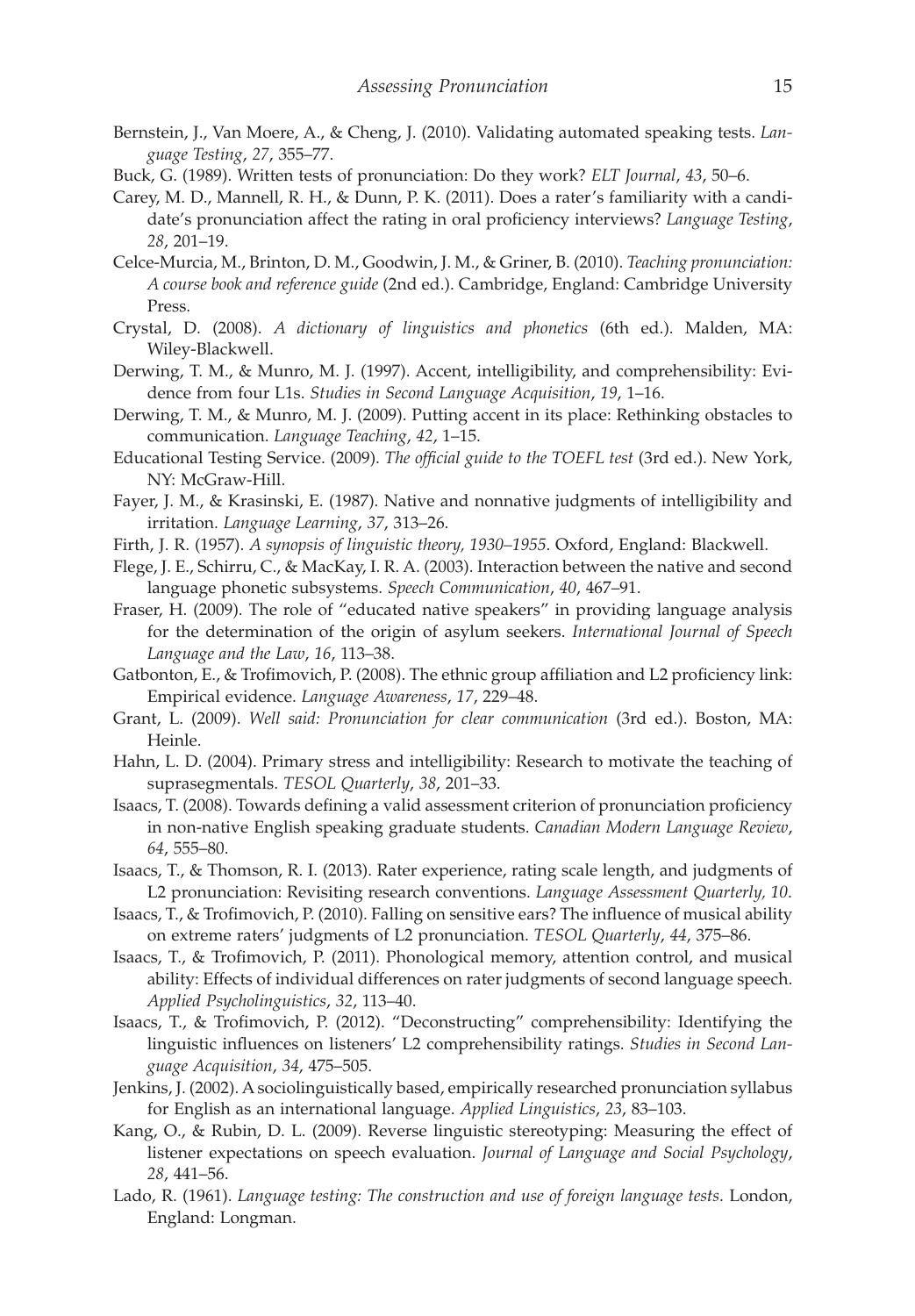Bernstein, J., Van Moere, A., & Cheng, J. (2010). Validating automated speaking tests. *Language Testing*, *27*, 355–77.

Buck, G. (1989). Written tests of pronunciation: Do they work? *ELT Journal*, *43*, 50–6.

Carey, M. D., Mannell, R. H., & Dunn, P. K. (2011). Does a rater's familiarity with a candidate's pronunciation affect the rating in oral proficiency interviews? *Language Testing*, *28*, 201–19.

Celce-Murcia, M., Brinton, D. M., Goodwin, J. M., & Griner, B. (2010). *Teaching pronunciation: A course book and reference guide* (2nd ed.). Cambridge, England: Cambridge University Press.

Crystal, D. (2008). *A dictionary of linguistics and phonetics* (6th ed.). Malden, MA: Wiley-Blackwell.

Derwing, T. M., & Munro, M. J. (1997). Accent, intelligibility, and comprehensibility: Evidence from four L1s. *Studies in Second Language Acquisition*, *19*, 1–16.

Derwing, T. M., & Munro, M. J. (2009). Putting accent in its place: Rethinking obstacles to communication. *Language Teaching*, *42*, 1–15.

Educational Testing Service. (2009). *The official guide to the TOEFL test* (3rd ed.). New York, NY: McGraw-Hill.

Fayer, J. M., & Krasinski, E. (1987). Native and nonnative judgments of intelligibility and irritation. *Language Learning*, *37*, 313–26.

Firth, J. R. (1957). *A synopsis of linguistic theory, 1930–1955*. Oxford, England: Blackwell.

Flege, J. E., Schirru, C., & MacKay, I. R. A. (2003). Interaction between the native and second language phonetic subsystems. *Speech Communication*, *40*, 467–91.

Fraser, H. (2009). The role of "educated native speakers" in providing language analysis for the determination of the origin of asylum seekers. *International Journal of Speech Language and the Law*, *16*, 113–38.

Gatbonton, E., & Trofimovich, P. (2008). The ethnic group affiliation and L2 proficiency link: Empirical evidence. *Language Awareness*, *17*, 229–48.

Grant, L. (2009). *Well said: Pronunciation for clear communication* (3rd ed.). Boston, MA: Heinle.

Hahn, L. D. (2004). Primary stress and intelligibility: Research to motivate the teaching of suprasegmentals. *TESOL Quarterly*, *38*, 201–33.

Isaacs, T. (2008). Towards defining a valid assessment criterion of pronunciation proficiency in non-native English speaking graduate students. *Canadian Modern Language Review*, *64*, 555–80.

Isaacs, T., & Thomson, R. I. (2013). Rater experience, rating scale length, and judgments of L2 pronunciation: Revisiting research conventions. *Language Assessment Quarterly, 10*.

Isaacs, T., & Trofimovich, P. (2010). Falling on sensitive ears? The influence of musical ability on extreme raters' judgments of L2 pronunciation. *TESOL Quarterly*, *44*, 375–86.

Isaacs, T., & Trofimovich, P. (2011). Phonological memory, attention control, and musical ability: Effects of individual differences on rater judgments of second language speech. *Applied Psycholinguistics*, *32*, 113–40.

Isaacs, T., & Trofimovich, P. (2012). "Deconstructing" comprehensibility: Identifying the linguistic influences on listeners' L2 comprehensibility ratings. *Studies in Second Language Acquisition*, *34*, 475–505.

Jenkins, J. (2002). A sociolinguistically based, empirically researched pronunciation syllabus for English as an international language. *Applied Linguistics*, *23*, 83–103.

Kang, O., & Rubin, D. L. (2009). Reverse linguistic stereotyping: Measuring the effect of listener expectations on speech evaluation. *Journal of Language and Social Psychology*, *28*, 441–56.

Lado, R. (1961). *Language testing: The construction and use of foreign language tests*. London, England: Longman.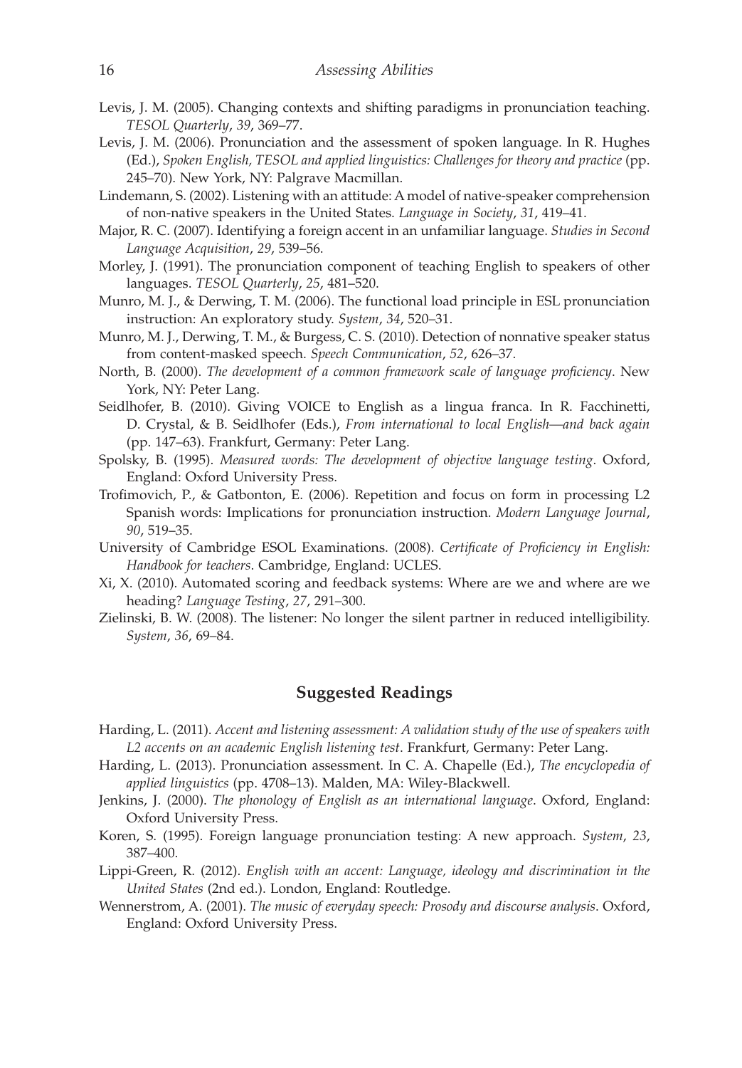Levis, J. M. (2005). Changing contexts and shifting paradigms in pronunciation teaching. *TESOL Quarterly*, *39*, 369–77.

Levis, J. M. (2006). Pronunciation and the assessment of spoken language. In R. Hughes (Ed.), *Spoken English, TESOL and applied linguistics: Challenges for theory and practice* (pp. 245–70). New York, NY: Palgrave Macmillan.

Lindemann, S. (2002). Listening with an attitude: A model of native-speaker comprehension of non-native speakers in the United States. *Language in Society*, *31*, 419–41.

Major, R. C. (2007). Identifying a foreign accent in an unfamiliar language. *Studies in Second Language Acquisition*, *29*, 539–56.

Morley, J. (1991). The pronunciation component of teaching English to speakers of other languages. *TESOL Quarterly*, *25*, 481–520.

Munro, M. J., & Derwing, T. M. (2006). The functional load principle in ESL pronunciation instruction: An exploratory study. *System*, *34*, 520–31.

Munro, M. J., Derwing, T. M., & Burgess, C. S. (2010). Detection of nonnative speaker status from content-masked speech. *Speech Communication*, *52*, 626–37.

North, B. (2000). *The development of a common framework scale of language proficiency*. New York, NY: Peter Lang.

Seidlhofer, B. (2010). Giving VOICE to English as a lingua franca. In R. Facchinetti, D. Crystal, & B. Seidlhofer (Eds.), *From international to local English—and back again* (pp. 147–63). Frankfurt, Germany: Peter Lang.

Spolsky, B. (1995). *Measured words: The development of objective language testing*. Oxford, England: Oxford University Press.

Trofimovich, P., & Gatbonton, E. (2006). Repetition and focus on form in processing L2 Spanish words: Implications for pronunciation instruction. *Modern Language Journal*, *90*, 519–35.

University of Cambridge ESOL Examinations. (2008). *Certificate of Proficiency in English: Handbook for teachers*. Cambridge, England: UCLES.

Xi, X. (2010). Automated scoring and feedback systems: Where are we and where are we heading? *Language Testing*, *27*, 291–300.

Zielinski, B. W. (2008). The listener: No longer the silent partner in reduced intelligibility. *System*, *36*, 69–84.

## Suggested Readings

Harding, L. (2011). *Accent and listening assessment: A validation study of the use of speakers with L2 accents on an academic English listening test*. Frankfurt, Germany: Peter Lang.

Harding, L. (2013). Pronunciation assessment. In C. A. Chapelle (Ed.), *The encyclopedia of applied linguistics* (pp. 4708–13). Malden, MA: Wiley-Blackwell.

Jenkins, J. (2000). *The phonology of English as an international language*. Oxford, England: Oxford University Press.

Koren, S. (1995). Foreign language pronunciation testing: A new approach. *System*, *23*, 387–400.

Lippi-Green, R. (2012). *English with an accent: Language, ideology and discrimination in the United States* (2nd ed.). London, England: Routledge.

Wennerstrom, A. (2001). *The music of everyday speech: Prosody and discourse analysis*. Oxford, England: Oxford University Press.